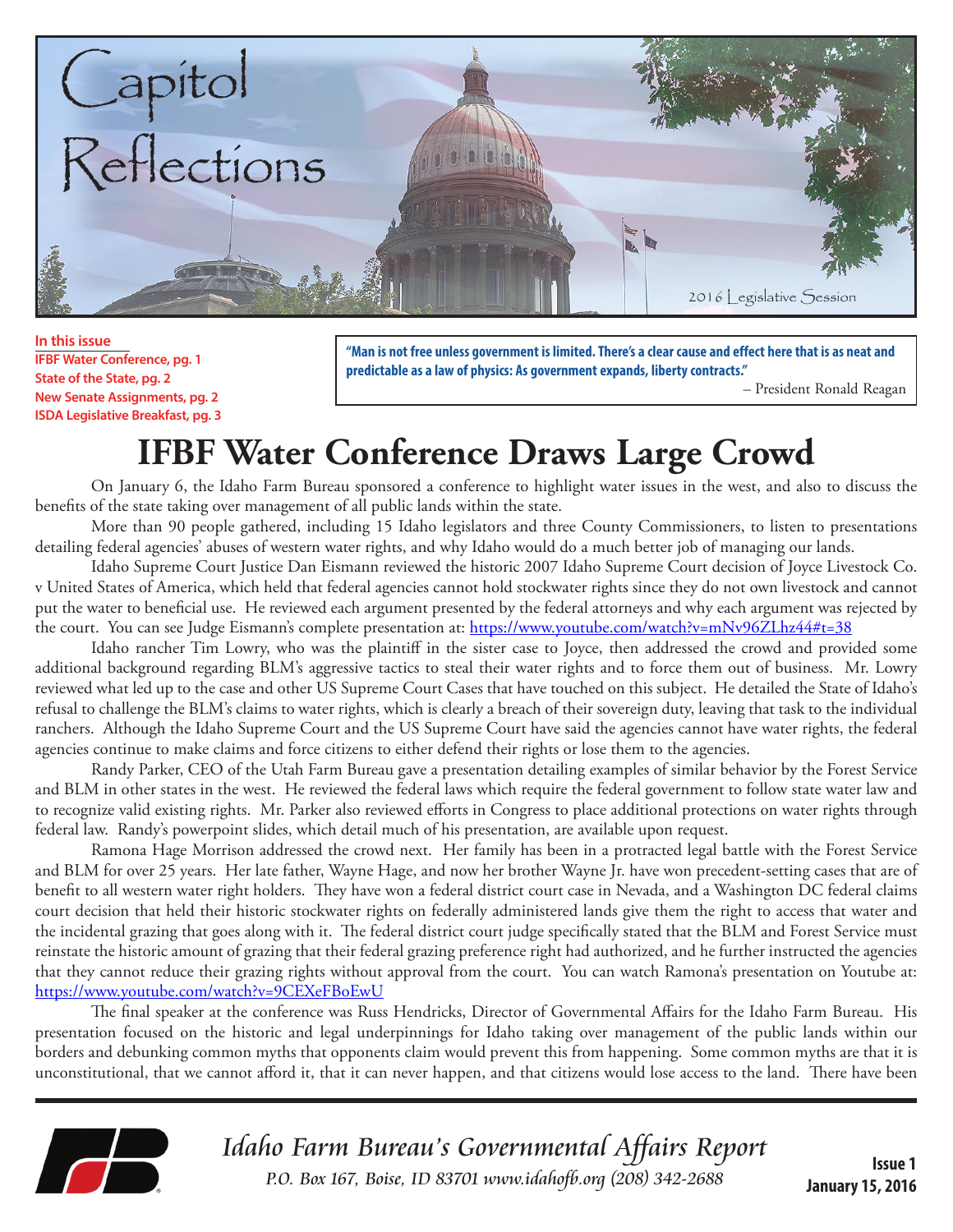# Capitol Reflections

2016 Legislative Session

**In this issue**
**IFBF Water Conference, pg. 1**
**State of the State, pg. 2**
**New Senate Assignments, pg. 2**
**ISDA Legislative Breakfast, pg. 3**

**"Man is not free unless government is limited. There's a clear cause and effect here that is as neat and predictable as a law of physics: As government expands, liberty contracts."**

– President Ronald Reagan

# IFBF Water Conference Draws Large Crowd

On January 6, the Idaho Farm Bureau sponsored a conference to highlight water issues in the west, and also to discuss the benefits of the state taking over management of all public lands within the state.

More than 90 people gathered, including 15 Idaho legislators and three County Commissioners, to listen to presentations detailing federal agencies' abuses of western water rights, and why Idaho would do a much better job of managing our lands.

Idaho Supreme Court Justice Dan Eismann reviewed the historic 2007 Idaho Supreme Court decision of Joyce Livestock Co. v United States of America, which held that federal agencies cannot hold stockwater rights since they do not own livestock and cannot put the water to beneficial use. He reviewed each argument presented by the federal attorneys and why each argument was rejected by the court. You can see Judge Eismann's complete presentation at: https://www.youtube.com/watch?v=mNv96ZLhz44#t=38

Idaho rancher Tim Lowry, who was the plaintiff in the sister case to Joyce, then addressed the crowd and provided some additional background regarding BLM's aggressive tactics to steal their water rights and to force them out of business. Mr. Lowry reviewed what led up to the case and other US Supreme Court Cases that have touched on this subject. He detailed the State of Idaho's refusal to challenge the BLM's claims to water rights, which is clearly a breach of their sovereign duty, leaving that task to the individual ranchers. Although the Idaho Supreme Court and the US Supreme Court have said the agencies cannot have water rights, the federal agencies continue to make claims and force citizens to either defend their rights or lose them to the agencies.

Randy Parker, CEO of the Utah Farm Bureau gave a presentation detailing examples of similar behavior by the Forest Service and BLM in other states in the west. He reviewed the federal laws which require the federal government to follow state water law and to recognize valid existing rights. Mr. Parker also reviewed efforts in Congress to place additional protections on water rights through federal law. Randy's powerpoint slides, which detail much of his presentation, are available upon request.

Ramona Hage Morrison addressed the crowd next. Her family has been in a protracted legal battle with the Forest Service and BLM for over 25 years. Her late father, Wayne Hage, and now her brother Wayne Jr. have won precedent-setting cases that are of benefit to all western water right holders. They have won a federal district court case in Nevada, and a Washington DC federal claims court decision that held their historic stockwater rights on federally administered lands give them the right to access that water and the incidental grazing that goes along with it. The federal district court judge specifically stated that the BLM and Forest Service must reinstate the historic amount of grazing that their federal grazing preference right had authorized, and he further instructed the agencies that they cannot reduce their grazing rights without approval from the court. You can watch Ramona's presentation on Youtube at: https://www.youtube.com/watch?v=9CEXeFBoEwU

The final speaker at the conference was Russ Hendricks, Director of Governmental Affairs for the Idaho Farm Bureau. His presentation focused on the historic and legal underpinnings for Idaho taking over management of the public lands within our borders and debunking common myths that opponents claim would prevent this from happening. Some common myths are that it is unconstitutional, that we cannot afford it, that it can never happen, and that citizens would lose access to the land. There have been

*Idaho Farm Bureau's Governmental Affairs Report*
*P.O. Box 167, Boise, ID 83701 www.idahofb.org (208) 342-2688*

**Issue 1**
**January 15, 2016**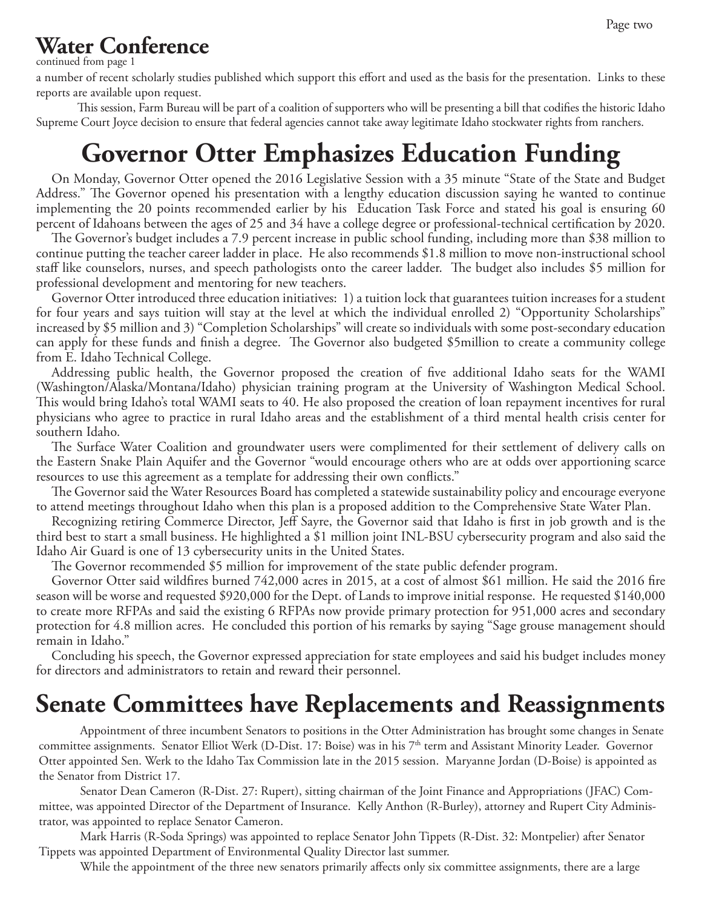## Water Conference

continued from page 1

a number of recent scholarly studies published which support this effort and used as the basis for the presentation. Links to these reports are available upon request.

This session, Farm Bureau will be part of a coalition of supporters who will be presenting a bill that codifies the historic Idaho Supreme Court Joyce decision to ensure that federal agencies cannot take away legitimate Idaho stockwater rights from ranchers.

# Governor Otter Emphasizes Education Funding

On Monday, Governor Otter opened the 2016 Legislative Session with a 35 minute "State of the State and Budget Address." The Governor opened his presentation with a lengthy education discussion saying he wanted to continue implementing the 20 points recommended earlier by his Education Task Force and stated his goal is ensuring 60 percent of Idahoans between the ages of 25 and 34 have a college degree or professional-technical certification by 2020.

The Governor's budget includes a 7.9 percent increase in public school funding, including more than $38 million to continue putting the teacher career ladder in place. He also recommends $1.8 million to move non-instructional school staff like counselors, nurses, and speech pathologists onto the career ladder. The budget also includes $5 million for professional development and mentoring for new teachers.

Governor Otter introduced three education initiatives: 1) a tuition lock that guarantees tuition increases for a student for four years and says tuition will stay at the level at which the individual enrolled 2) "Opportunity Scholarships" increased by $5 million and 3) "Completion Scholarships" will create so individuals with some post-secondary education can apply for these funds and finish a degree. The Governor also budgeted $5million to create a community college from E. Idaho Technical College.

Addressing public health, the Governor proposed the creation of five additional Idaho seats for the WAMI (Washington/Alaska/Montana/Idaho) physician training program at the University of Washington Medical School. This would bring Idaho's total WAMI seats to 40. He also proposed the creation of loan repayment incentives for rural physicians who agree to practice in rural Idaho areas and the establishment of a third mental health crisis center for southern Idaho.

The Surface Water Coalition and groundwater users were complimented for their settlement of delivery calls on the Eastern Snake Plain Aquifer and the Governor "would encourage others who are at odds over apportioning scarce resources to use this agreement as a template for addressing their own conflicts."

The Governor said the Water Resources Board has completed a statewide sustainability policy and encourage everyone to attend meetings throughout Idaho when this plan is a proposed addition to the Comprehensive State Water Plan.

Recognizing retiring Commerce Director, Jeff Sayre, the Governor said that Idaho is first in job growth and is the third best to start a small business. He highlighted a $1 million joint INL-BSU cybersecurity program and also said the Idaho Air Guard is one of 13 cybersecurity units in the United States.

The Governor recommended $5 million for improvement of the state public defender program.

Governor Otter said wildfires burned 742,000 acres in 2015, at a cost of almost $61 million. He said the 2016 fire season will be worse and requested $920,000 for the Dept. of Lands to improve initial response. He requested $140,000 to create more RFPAs and said the existing 6 RFPAs now provide primary protection for 951,000 acres and secondary protection for 4.8 million acres. He concluded this portion of his remarks by saying "Sage grouse management should remain in Idaho."

Concluding his speech, the Governor expressed appreciation for state employees and said his budget includes money for directors and administrators to retain and reward their personnel.

# Senate Committees have Replacements and Reassignments

Appointment of three incumbent Senators to positions in the Otter Administration has brought some changes in Senate committee assignments. Senator Elliot Werk (D-Dist. 17: Boise) was in his 7th term and Assistant Minority Leader. Governor Otter appointed Sen. Werk to the Idaho Tax Commission late in the 2015 session. Maryanne Jordan (D-Boise) is appointed as the Senator from District 17.

Senator Dean Cameron (R-Dist. 27: Rupert), sitting chairman of the Joint Finance and Appropriations (JFAC) Committee, was appointed Director of the Department of Insurance. Kelly Anthon (R-Burley), attorney and Rupert City Administrator, was appointed to replace Senator Cameron.

Mark Harris (R-Soda Springs) was appointed to replace Senator John Tippets (R-Dist. 32: Montpelier) after Senator Tippets was appointed Department of Environmental Quality Director last summer.

While the appointment of the three new senators primarily affects only six committee assignments, there are a large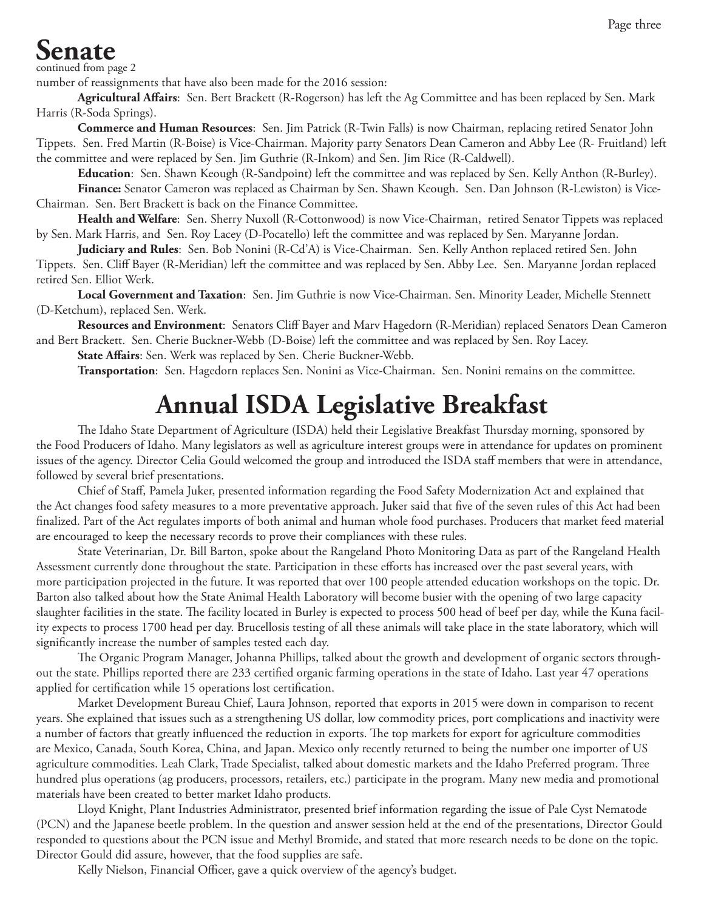# Senate

continued from page 2

number of reassignments that have also been made for the 2016 session:

**Agricultural Affairs**: Sen. Bert Brackett (R-Rogerson) has left the Ag Committee and has been replaced by Sen. Mark Harris (R-Soda Springs).

**Commerce and Human Resources**: Sen. Jim Patrick (R-Twin Falls) is now Chairman, replacing retired Senator John Tippets. Sen. Fred Martin (R-Boise) is Vice-Chairman. Majority party Senators Dean Cameron and Abby Lee (R- Fruitland) left the committee and were replaced by Sen. Jim Guthrie (R-Inkom) and Sen. Jim Rice (R-Caldwell).

**Education**: Sen. Shawn Keough (R-Sandpoint) left the committee and was replaced by Sen. Kelly Anthon (R-Burley).

**Finance:** Senator Cameron was replaced as Chairman by Sen. Shawn Keough. Sen. Dan Johnson (R-Lewiston) is Vice-Chairman. Sen. Bert Brackett is back on the Finance Committee.

**Health and Welfare**: Sen. Sherry Nuxoll (R-Cottonwood) is now Vice-Chairman, retired Senator Tippets was replaced by Sen. Mark Harris, and Sen. Roy Lacey (D-Pocatello) left the committee and was replaced by Sen. Maryanne Jordan.

**Judiciary and Rules**: Sen. Bob Nonini (R-Cd'A) is Vice-Chairman. Sen. Kelly Anthon replaced retired Sen. John Tippets. Sen. Cliff Bayer (R-Meridian) left the committee and was replaced by Sen. Abby Lee. Sen. Maryanne Jordan replaced retired Sen. Elliot Werk.

**Local Government and Taxation**: Sen. Jim Guthrie is now Vice-Chairman. Sen. Minority Leader, Michelle Stennett (D-Ketchum), replaced Sen. Werk.

**Resources and Environment**: Senators Cliff Bayer and Marv Hagedorn (R-Meridian) replaced Senators Dean Cameron and Bert Brackett. Sen. Cherie Buckner-Webb (D-Boise) left the committee and was replaced by Sen. Roy Lacey.

**State Affairs**: Sen. Werk was replaced by Sen. Cherie Buckner-Webb.

**Transportation**: Sen. Hagedorn replaces Sen. Nonini as Vice-Chairman. Sen. Nonini remains on the committee.

# Annual ISDA Legislative Breakfast

The Idaho State Department of Agriculture (ISDA) held their Legislative Breakfast Thursday morning, sponsored by the Food Producers of Idaho. Many legislators as well as agriculture interest groups were in attendance for updates on prominent issues of the agency. Director Celia Gould welcomed the group and introduced the ISDA staff members that were in attendance, followed by several brief presentations.

Chief of Staff, Pamela Juker, presented information regarding the Food Safety Modernization Act and explained that the Act changes food safety measures to a more preventative approach. Juker said that five of the seven rules of this Act had been finalized. Part of the Act regulates imports of both animal and human whole food purchases. Producers that market feed material are encouraged to keep the necessary records to prove their compliances with these rules.

State Veterinarian, Dr. Bill Barton, spoke about the Rangeland Photo Monitoring Data as part of the Rangeland Health Assessment currently done throughout the state. Participation in these efforts has increased over the past several years, with more participation projected in the future. It was reported that over 100 people attended education workshops on the topic. Dr. Barton also talked about how the State Animal Health Laboratory will become busier with the opening of two large capacity slaughter facilities in the state. The facility located in Burley is expected to process 500 head of beef per day, while the Kuna facility expects to process 1700 head per day. Brucellosis testing of all these animals will take place in the state laboratory, which will significantly increase the number of samples tested each day.

The Organic Program Manager, Johanna Phillips, talked about the growth and development of organic sectors throughout the state. Phillips reported there are 233 certified organic farming operations in the state of Idaho. Last year 47 operations applied for certification while 15 operations lost certification.

Market Development Bureau Chief, Laura Johnson, reported that exports in 2015 were down in comparison to recent years. She explained that issues such as a strengthening US dollar, low commodity prices, port complications and inactivity were a number of factors that greatly influenced the reduction in exports. The top markets for export for agriculture commodities are Mexico, Canada, South Korea, China, and Japan. Mexico only recently returned to being the number one importer of US agriculture commodities. Leah Clark, Trade Specialist, talked about domestic markets and the Idaho Preferred program. Three hundred plus operations (ag producers, processors, retailers, etc.) participate in the program. Many new media and promotional materials have been created to better market Idaho products.

Lloyd Knight, Plant Industries Administrator, presented brief information regarding the issue of Pale Cyst Nematode (PCN) and the Japanese beetle problem. In the question and answer session held at the end of the presentations, Director Gould responded to questions about the PCN issue and Methyl Bromide, and stated that more research needs to be done on the topic. Director Gould did assure, however, that the food supplies are safe.

Kelly Nielson, Financial Officer, gave a quick overview of the agency's budget.